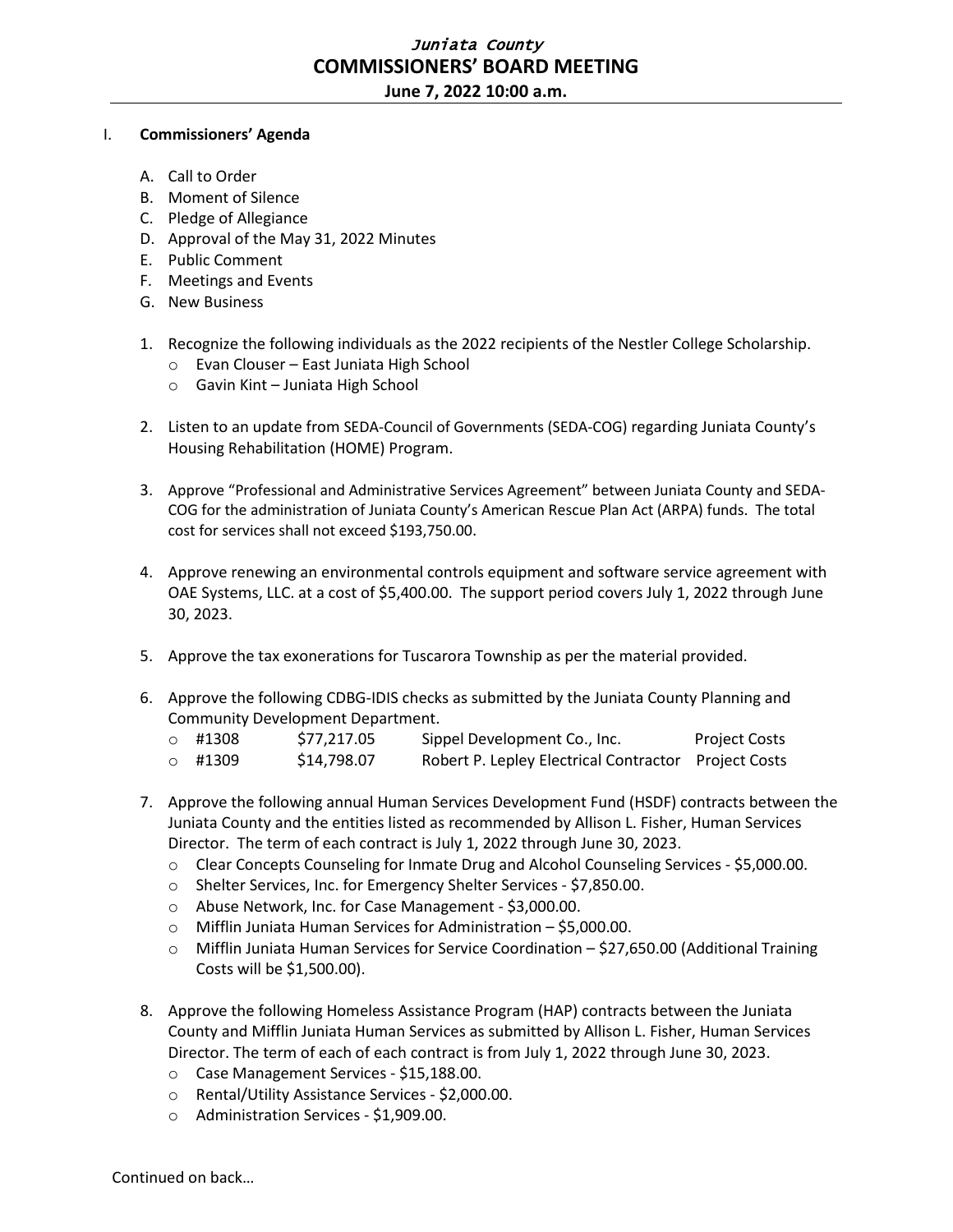*Juniata County*

# COMMISSIONERS' BOARD MEETING

**June 7, 2022 10:00 a.m.**

I. **Commissioners' Agenda**

A. Call to Order
B. Moment of Silence
C. Pledge of Allegiance
D. Approval of the May 31, 2022 Minutes
E. Public Comment
F. Meetings and Events
G. New Business

1. Recognize the following individuals as the 2022 recipients of the Nestler College Scholarship.
   - Evan Clouser – East Juniata High School
   - Gavin Kint – Juniata High School

2. Listen to an update from SEDA-Council of Governments (SEDA-COG) regarding Juniata County's Housing Rehabilitation (HOME) Program.

3. Approve "Professional and Administrative Services Agreement" between Juniata County and SEDA-COG for the administration of Juniata County's American Rescue Plan Act (ARPA) funds. The total cost for services shall not exceed $193,750.00.

4. Approve renewing an environmental controls equipment and software service agreement with OAE Systems, LLC. at a cost of $5,400.00. The support period covers July 1, 2022 through June 30, 2023.

5. Approve the tax exonerations for Tuscarora Township as per the material provided.

6. Approve the following CDBG-IDIS checks as submitted by the Juniata County Planning and Community Development Department.

| | | | |
|---|---|---|---|
| #1308 | $77,217.05 | Sippel Development Co., Inc. | Project Costs |
| #1309 | $14,798.07 | Robert P. Lepley Electrical Contractor | Project Costs |

7. Approve the following annual Human Services Development Fund (HSDF) contracts between the Juniata County and the entities listed as recommended by Allison L. Fisher, Human Services Director. The term of each contract is July 1, 2022 through June 30, 2023.
   - Clear Concepts Counseling for Inmate Drug and Alcohol Counseling Services - $5,000.00.
   - Shelter Services, Inc. for Emergency Shelter Services - $7,850.00.
   - Abuse Network, Inc. for Case Management - $3,000.00.
   - Mifflin Juniata Human Services for Administration – $5,000.00.
   - Mifflin Juniata Human Services for Service Coordination – $27,650.00 (Additional Training Costs will be $1,500.00).

8. Approve the following Homeless Assistance Program (HAP) contracts between the Juniata County and Mifflin Juniata Human Services as submitted by Allison L. Fisher, Human Services Director. The term of each of each contract is from July 1, 2022 through June 30, 2023.
   - Case Management Services - $15,188.00.
   - Rental/Utility Assistance Services - $2,000.00.
   - Administration Services - $1,909.00.

Continued on back…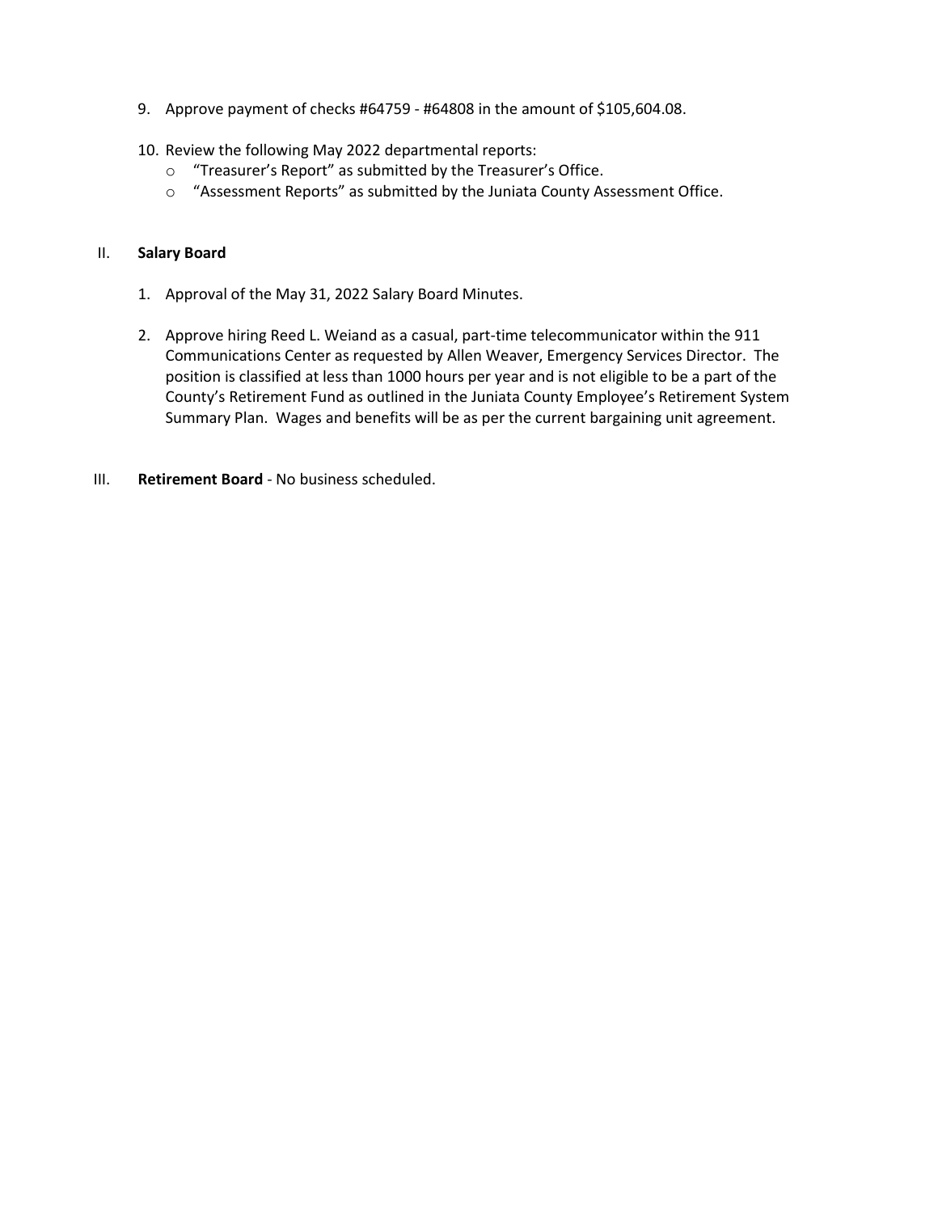9. Approve payment of checks #64759 - #64808 in the amount of $105,604.08.

10. Review the following May 2022 departmental reports:
    - "Treasurer's Report" as submitted by the Treasurer's Office.
    - "Assessment Reports" as submitted by the Juniata County Assessment Office.

II. **Salary Board**

1. Approval of the May 31, 2022 Salary Board Minutes.

2. Approve hiring Reed L. Weiand as a casual, part-time telecommunicator within the 911 Communications Center as requested by Allen Weaver, Emergency Services Director. The position is classified at less than 1000 hours per year and is not eligible to be a part of the County's Retirement Fund as outlined in the Juniata County Employee's Retirement System Summary Plan. Wages and benefits will be as per the current bargaining unit agreement.

III. **Retirement Board** - No business scheduled.